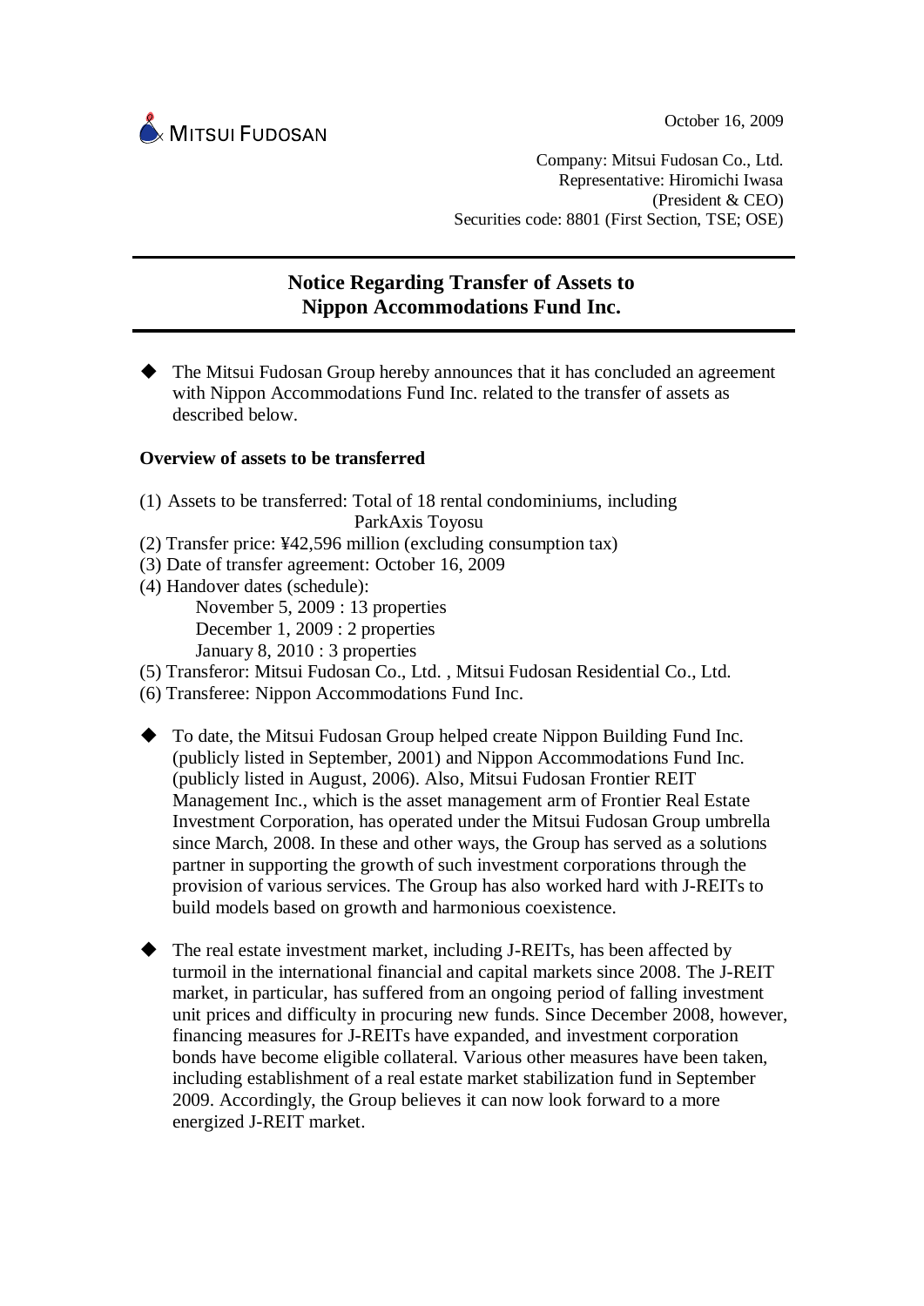MITSUI FUDOSAN

October 16, 2009

Company: Mitsui Fudosan Co., Ltd.
Representative: Hiromichi Iwasa
(President & CEO)
Securities code: 8801 (First Section, TSE; OSE)

# Notice Regarding Transfer of Assets to Nippon Accommodations Fund Inc.

◆ The Mitsui Fudosan Group hereby announces that it has concluded an agreement with Nippon Accommodations Fund Inc. related to the transfer of assets as described below.

**Overview of assets to be transferred**

(1) Assets to be transferred: Total of 18 rental condominiums, including ParkAxis Toyosu
(2) Transfer price: ¥42,596 million (excluding consumption tax)
(3) Date of transfer agreement: October 16, 2009
(4) Handover dates (schedule):
  November 5, 2009 : 13 properties
  December 1, 2009 : 2 properties
  January 8, 2010 : 3 properties
(5) Transferor: Mitsui Fudosan Co., Ltd. , Mitsui Fudosan Residential Co., Ltd.
(6) Transferee: Nippon Accommodations Fund Inc.

◆ To date, the Mitsui Fudosan Group helped create Nippon Building Fund Inc. (publicly listed in September, 2001) and Nippon Accommodations Fund Inc. (publicly listed in August, 2006). Also, Mitsui Fudosan Frontier REIT Management Inc., which is the asset management arm of Frontier Real Estate Investment Corporation, has operated under the Mitsui Fudosan Group umbrella since March, 2008. In these and other ways, the Group has served as a solutions partner in supporting the growth of such investment corporations through the provision of various services. The Group has also worked hard with J-REITs to build models based on growth and harmonious coexistence.

◆ The real estate investment market, including J-REITs, has been affected by turmoil in the international financial and capital markets since 2008. The J-REIT market, in particular, has suffered from an ongoing period of falling investment unit prices and difficulty in procuring new funds. Since December 2008, however, financing measures for J-REITs have expanded, and investment corporation bonds have become eligible collateral. Various other measures have been taken, including establishment of a real estate market stabilization fund in September 2009. Accordingly, the Group believes it can now look forward to a more energized J-REIT market.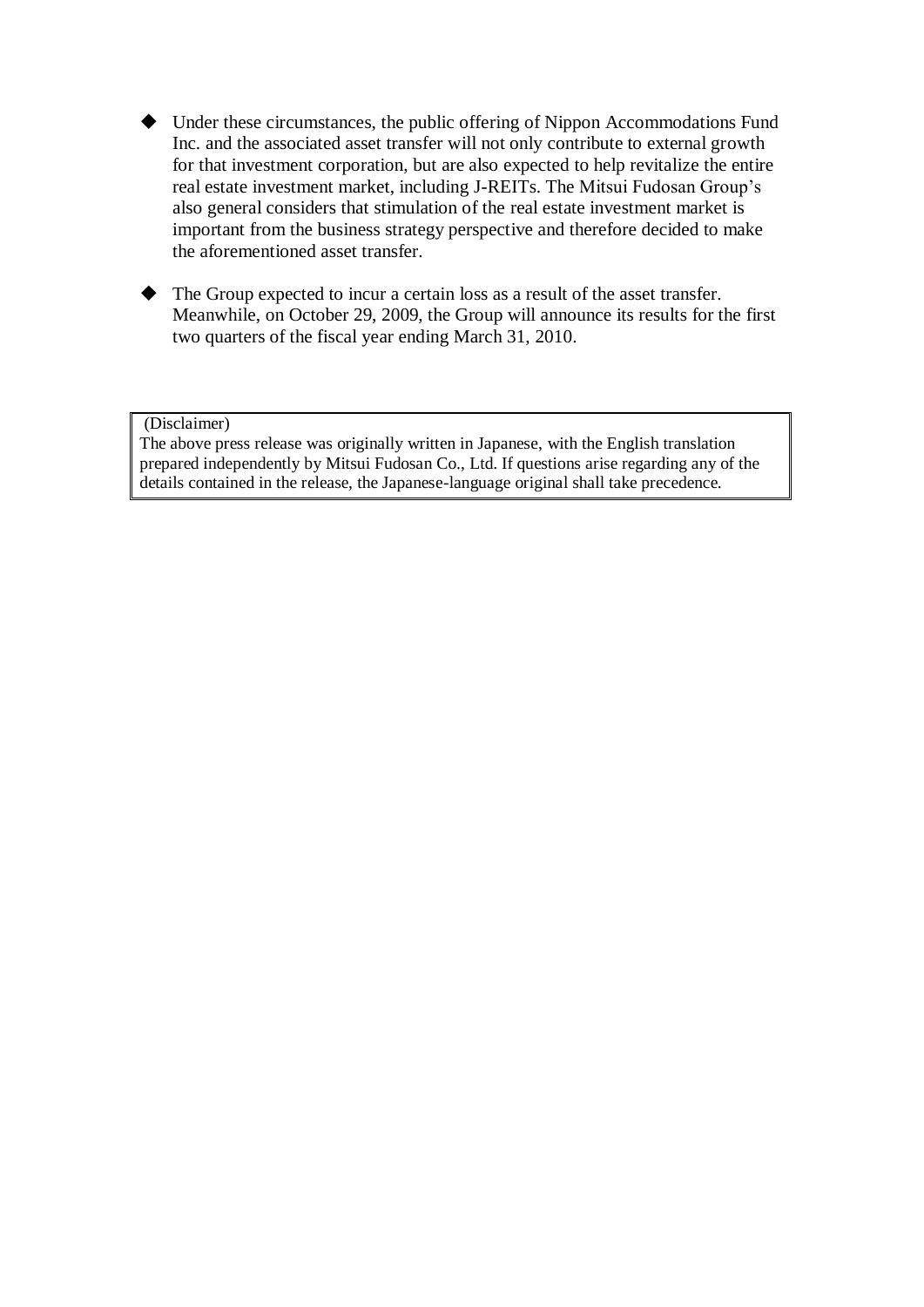- Under these circumstances, the public offering of Nippon Accommodations Fund Inc. and the associated asset transfer will not only contribute to external growth for that investment corporation, but are also expected to help revitalize the entire real estate investment market, including J-REITs. The Mitsui Fudosan Group's also general considers that stimulation of the real estate investment market is important from the business strategy perspective and therefore decided to make the aforementioned asset transfer.

- The Group expected to incur a certain loss as a result of the asset transfer. Meanwhile, on October 29, 2009, the Group will announce its results for the first two quarters of the fiscal year ending March 31, 2010.

| |
|---|
| (Disclaimer)<br>The above press release was originally written in Japanese, with the English translation prepared independently by Mitsui Fudosan Co., Ltd. If questions arise regarding any of the details contained in the release, the Japanese-language original shall take precedence. |